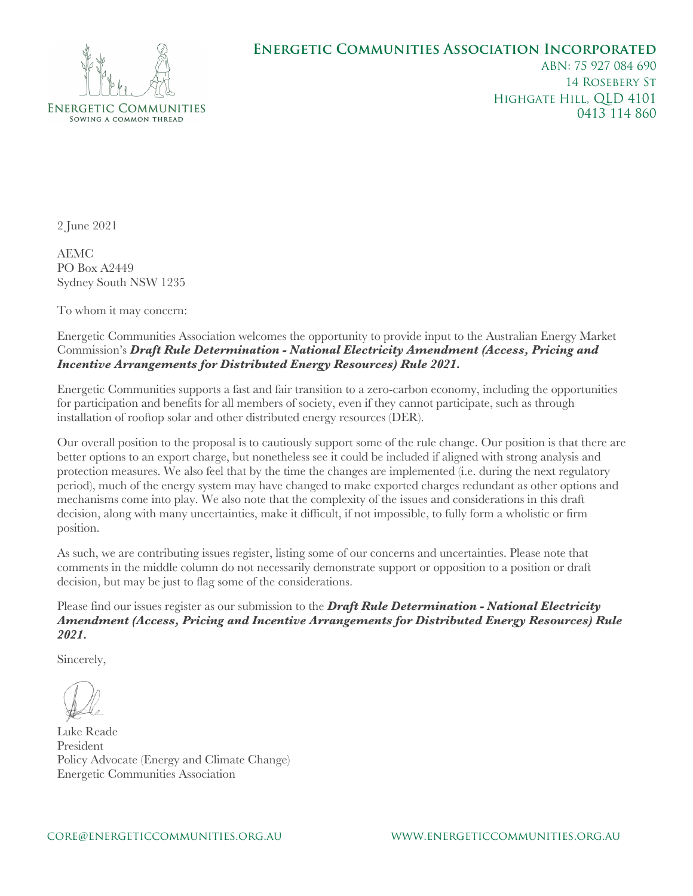Energetic Communities
Sowing a common thread

**Energetic Communities Association Incorporated**
ABN: 75 927 084 690
14 Rosebery St
Highgate Hill, QLD 4101
0413 114 860

2 June 2021

AEMC
PO Box A2449
Sydney South NSW 1235

To whom it may concern:

Energetic Communities Association welcomes the opportunity to provide input to the Australian Energy Market Commission's ***Draft Rule Determination - National Electricity Amendment (Access, Pricing and Incentive Arrangements for Distributed Energy Resources) Rule 2021.***

Energetic Communities supports a fast and fair transition to a zero-carbon economy, including the opportunities for participation and benefits for all members of society, even if they cannot participate, such as through installation of rooftop solar and other distributed energy resources (DER).

Our overall position to the proposal is to cautiously support some of the rule change. Our position is that there are better options to an export charge, but nonetheless see it could be included if aligned with strong analysis and protection measures. We also feel that by the time the changes are implemented (i.e. during the next regulatory period), much of the energy system may have changed to make exported charges redundant as other options and mechanisms come into play. We also note that the complexity of the issues and considerations in this draft decision, along with many uncertainties, make it difficult, if not impossible, to fully form a wholistic or firm position.

As such, we are contributing issues register, listing some of our concerns and uncertainties. Please note that comments in the middle column do not necessarily demonstrate support or opposition to a position or draft decision, but may be just to flag some of the considerations.

Please find our issues register as our submission to the ***Draft Rule Determination - National Electricity Amendment (Access, Pricing and Incentive Arrangements for Distributed Energy Resources) Rule 2021.***

Sincerely,

Luke Reade
President
Policy Advocate (Energy and Climate Change)
Energetic Communities Association

core@energeticcommunities.org.au www.energeticcommunities.org.au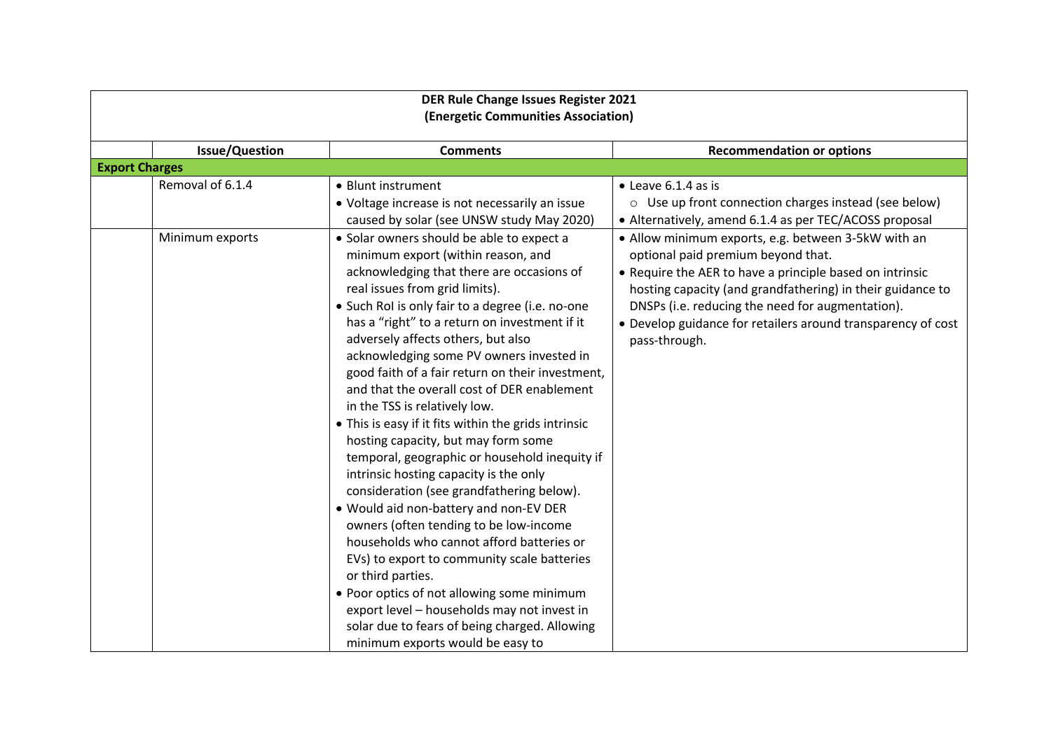| DER Rule Change Issues Register 2021 (Energetic Communities Association) | | | |
|---|---|---|---|
| | **Issue/Question** | **Comments** | **Recommendation or options** |
| **Export Charges** | | | |
| | Removal of 6.1.4 | • Blunt instrument<br>• Voltage increase is not necessarily an issue caused by solar (see UNSW study May 2020) | • Leave 6.1.4 as is<br>○ Use up front connection charges instead (see below)<br>• Alternatively, amend 6.1.4 as per TEC/ACOSS proposal |
| | Minimum exports | • Solar owners should be able to expect a minimum export (within reason, and acknowledging that there are occasions of real issues from grid limits).<br>• Such RoI is only fair to a degree (i.e. no-one has a "right" to a return on investment if it adversely affects others, but also acknowledging some PV owners invested in good faith of a fair return on their investment, and that the overall cost of DER enablement in the TSS is relatively low.<br>• This is easy if it fits within the grids intrinsic hosting capacity, but may form some temporal, geographic or household inequity if intrinsic hosting capacity is the only consideration (see grandfathering below).<br>• Would aid non-battery and non-EV DER owners (often tending to be low-income households who cannot afford batteries or EVs) to export to community scale batteries or third parties.<br>• Poor optics of not allowing some minimum export level – households may not invest in solar due to fears of being charged. Allowing minimum exports would be easy to | • Allow minimum exports, e.g. between 3-5kW with an optional paid premium beyond that.<br>• Require the AER to have a principle based on intrinsic hosting capacity (and grandfathering) in their guidance to DNSPs (i.e. reducing the need for augmentation).<br>• Develop guidance for retailers around transparency of cost pass-through. |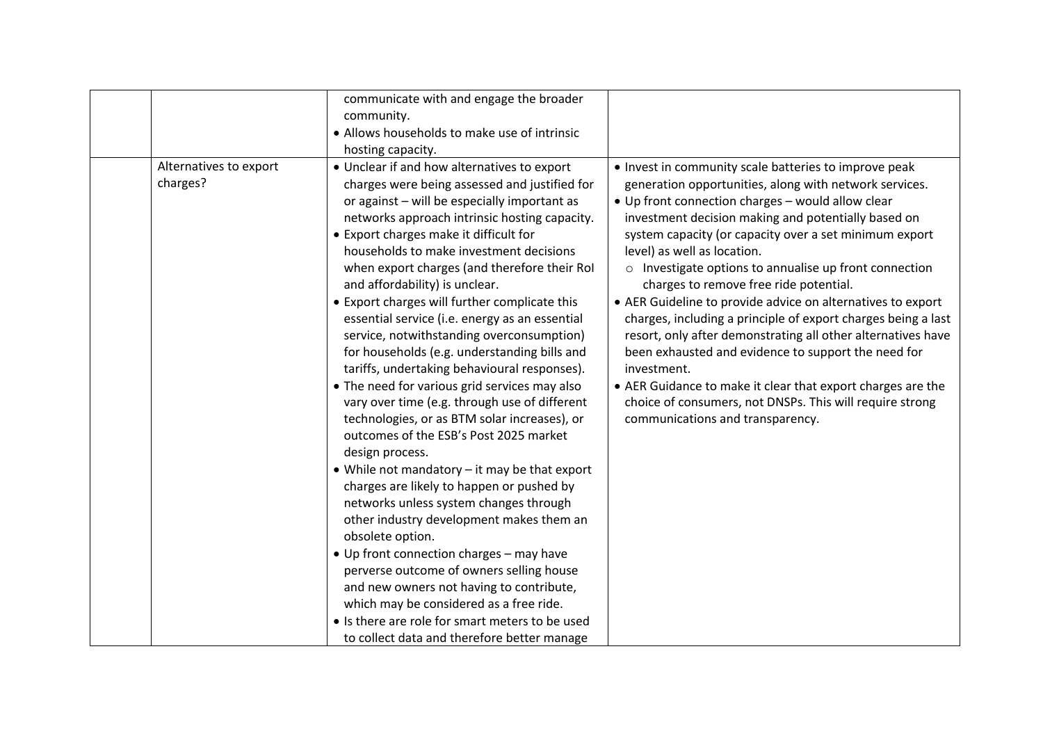| | | | |
|---|---|---|---|
| | | communicate with and engage the broader community.<br>• Allows households to make use of intrinsic hosting capacity. | |
| | Alternatives to export charges? | • Unclear if and how alternatives to export charges were being assessed and justified for or against – will be especially important as networks approach intrinsic hosting capacity.<br>• Export charges make it difficult for households to make investment decisions when export charges (and therefore their RoI and affordability) is unclear.<br>• Export charges will further complicate this essential service (i.e. energy as an essential service, notwithstanding overconsumption) for households (e.g. understanding bills and tariffs, undertaking behavioural responses).<br>• The need for various grid services may also vary over time (e.g. through use of different technologies, or as BTM solar increases), or outcomes of the ESB's Post 2025 market design process.<br>• While not mandatory – it may be that export charges are likely to happen or pushed by networks unless system changes through other industry development makes them an obsolete option.<br>• Up front connection charges – may have perverse outcome of owners selling house and new owners not having to contribute, which may be considered as a free ride.<br>• Is there are role for smart meters to be used to collect data and therefore better manage | • Invest in community scale batteries to improve peak generation opportunities, along with network services.<br>• Up front connection charges – would allow clear investment decision making and potentially based on system capacity (or capacity over a set minimum export level) as well as location.<br>&nbsp;&nbsp;&nbsp;&nbsp;○ Investigate options to annualise up front connection charges to remove free ride potential.<br>• AER Guideline to provide advice on alternatives to export charges, including a principle of export charges being a last resort, only after demonstrating all other alternatives have been exhausted and evidence to support the need for investment.<br>• AER Guidance to make it clear that export charges are the choice of consumers, not DNSPs. This will require strong communications and transparency. |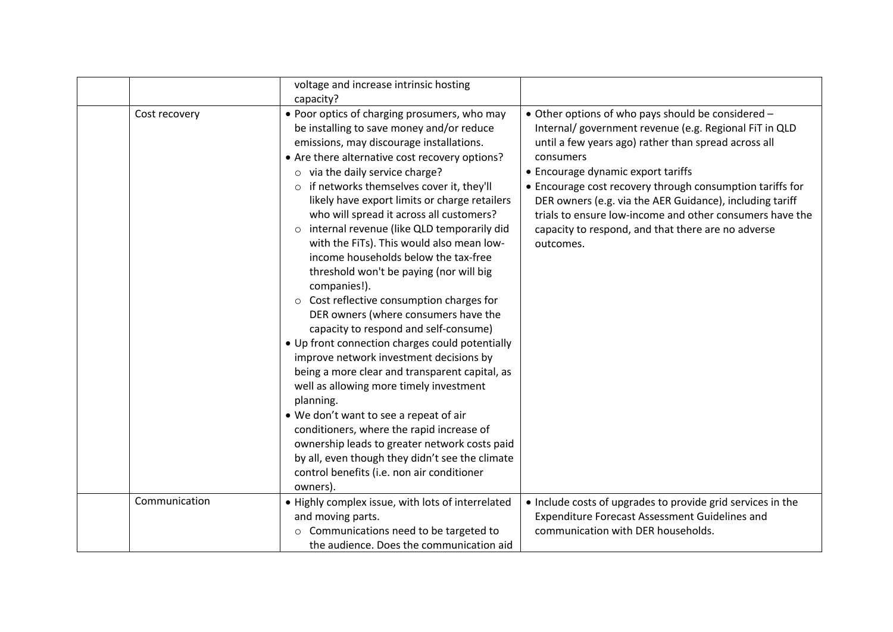|  |  |  |  |
|---|---|---|---|
|  |  | voltage and increase intrinsic hosting capacity? |  |
|  | Cost recovery | • Poor optics of charging prosumers, who may be installing to save money and/or reduce emissions, may discourage installations.<br>• Are there alternative cost recovery options?<br>&nbsp;&nbsp;○ via the daily service charge?<br>&nbsp;&nbsp;○ if networks themselves cover it, they'll likely have export limits or charge retailers who will spread it across all customers?<br>&nbsp;&nbsp;○ internal revenue (like QLD temporarily did with the FiTs). This would also mean low-income households below the tax-free threshold won't be paying (nor will big companies!).<br>&nbsp;&nbsp;○ Cost reflective consumption charges for DER owners (where consumers have the capacity to respond and self-consume)<br>• Up front connection charges could potentially improve network investment decisions by being a more clear and transparent capital, as well as allowing more timely investment planning.<br>• We don't want to see a repeat of air conditioners, where the rapid increase of ownership leads to greater network costs paid by all, even though they didn't see the climate control benefits (i.e. non air conditioner owners). | • Other options of who pays should be considered – Internal/ government revenue (e.g. Regional FiT in QLD until a few years ago) rather than spread across all consumers<br>• Encourage dynamic export tariffs<br>• Encourage cost recovery through consumption tariffs for DER owners (e.g. via the AER Guidance), including tariff trials to ensure low-income and other consumers have the capacity to respond, and that there are no adverse outcomes. |
|  | Communication | • Highly complex issue, with lots of interrelated and moving parts.<br>&nbsp;&nbsp;○ Communications need to be targeted to the audience. Does the communication aid | • Include costs of upgrades to provide grid services in the Expenditure Forecast Assessment Guidelines and communication with DER households. |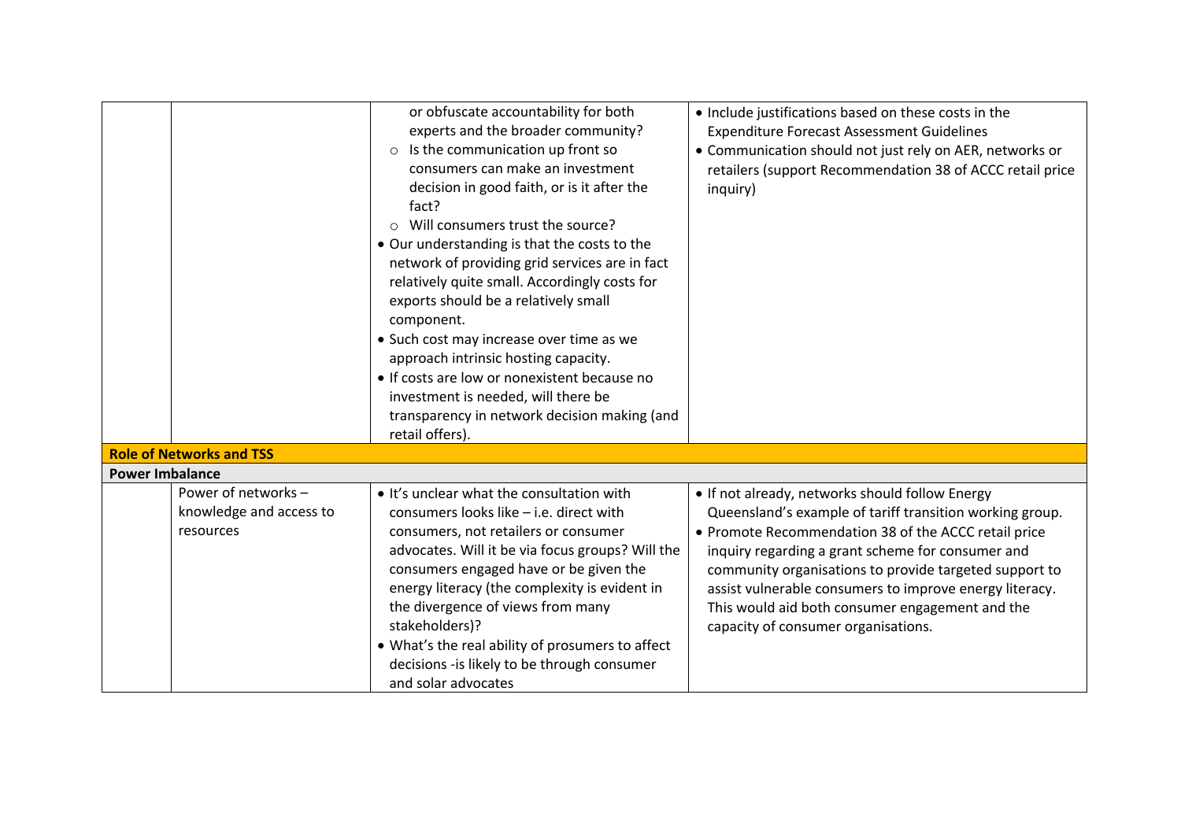| | | | |
|---|---|---|---|
| | | or obfuscate accountability for both experts and the broader community?<br>○ Is the communication up front so consumers can make an investment decision in good faith, or is it after the fact?<br>○ Will consumers trust the source?<br>• Our understanding is that the costs to the network of providing grid services are in fact relatively quite small. Accordingly costs for exports should be a relatively small component.<br>• Such cost may increase over time as we approach intrinsic hosting capacity.<br>• If costs are low or nonexistent because no investment is needed, will there be transparency in network decision making (and retail offers). | • Include justifications based on these costs in the Expenditure Forecast Assessment Guidelines<br>• Communication should not just rely on AER, networks or retailers (support Recommendation 38 of ACCC retail price inquiry) |
| **Role of Networks and TSS** | | | |
| **Power Imbalance** | | | |
| | Power of networks – knowledge and access to resources | • It's unclear what the consultation with consumers looks like – i.e. direct with consumers, not retailers or consumer advocates. Will it be via focus groups? Will the consumers engaged have or be given the energy literacy (the complexity is evident in the divergence of views from many stakeholders)?<br>• What's the real ability of prosumers to affect decisions -is likely to be through consumer and solar advocates | • If not already, networks should follow Energy Queensland's example of tariff transition working group.<br>• Promote Recommendation 38 of the ACCC retail price inquiry regarding a grant scheme for consumer and community organisations to provide targeted support to assist vulnerable consumers to improve energy literacy. This would aid both consumer engagement and the capacity of consumer organisations. |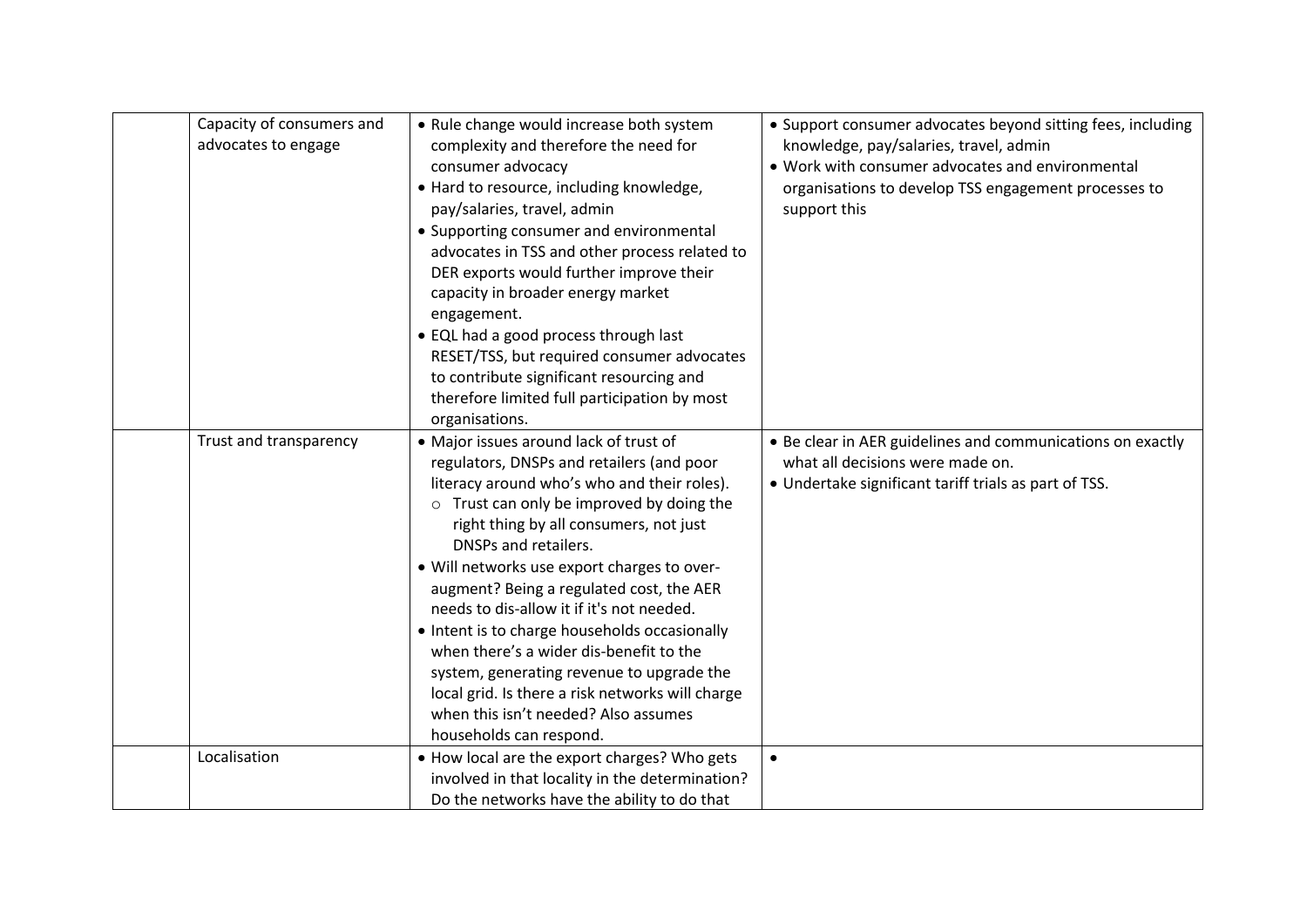| | | | |
|---|---|---|---|
| | Capacity of consumers and advocates to engage | • Rule change would increase both system complexity and therefore the need for consumer advocacy<br>• Hard to resource, including knowledge, pay/salaries, travel, admin<br>• Supporting consumer and environmental advocates in TSS and other process related to DER exports would further improve their capacity in broader energy market engagement.<br>• EQL had a good process through last RESET/TSS, but required consumer advocates to contribute significant resourcing and therefore limited full participation by most organisations. | • Support consumer advocates beyond sitting fees, including knowledge, pay/salaries, travel, admin<br>• Work with consumer advocates and environmental organisations to develop TSS engagement processes to support this |
| | Trust and transparency | • Major issues around lack of trust of regulators, DNSPs and retailers (and poor literacy around who's who and their roles).<br>&nbsp;&nbsp;&nbsp;&nbsp;○ Trust can only be improved by doing the right thing by all consumers, not just DNSPs and retailers.<br>• Will networks use export charges to over-augment? Being a regulated cost, the AER needs to dis-allow it if it's not needed.<br>• Intent is to charge households occasionally when there's a wider dis-benefit to the system, generating revenue to upgrade the local grid. Is there a risk networks will charge when this isn't needed? Also assumes households can respond. | • Be clear in AER guidelines and communications on exactly what all decisions were made on.<br>• Undertake significant tariff trials as part of TSS. |
| | Localisation | • How local are the export charges? Who gets involved in that locality in the determination? Do the networks have the ability to do that | • |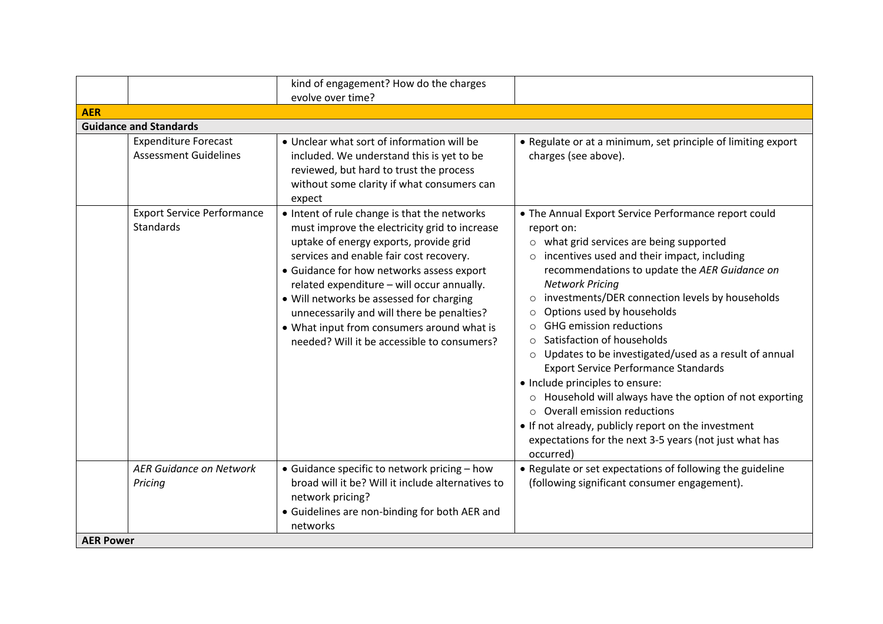| | | | |
|---|---|---|---|
| | | kind of engagement? How do the charges evolve over time? | |
| **AER** | | | |
| **Guidance and Standards** | | | |
| | Expenditure Forecast Assessment Guidelines | • Unclear what sort of information will be included. We understand this is yet to be reviewed, but hard to trust the process without some clarity if what consumers can expect | • Regulate or at a minimum, set principle of limiting export charges (see above). |
| | Export Service Performance Standards | • Intent of rule change is that the networks must improve the electricity grid to increase uptake of energy exports, provide grid services and enable fair cost recovery.<br>• Guidance for how networks assess export related expenditure – will occur annually.<br>• Will networks be assessed for charging unnecessarily and will there be penalties?<br>• What input from consumers around what is needed? Will it be accessible to consumers? | • The Annual Export Service Performance report could report on:<br>○ what grid services are being supported<br>○ incentives used and their impact, including recommendations to update the *AER Guidance on Network Pricing*<br>○ investments/DER connection levels by households<br>○ Options used by households<br>○ GHG emission reductions<br>○ Satisfaction of households<br>○ Updates to be investigated/used as a result of annual Export Service Performance Standards<br>• Include principles to ensure:<br>○ Household will always have the option of not exporting<br>○ Overall emission reductions<br>• If not already, publicly report on the investment expectations for the next 3-5 years (not just what has occurred) |
| | *AER Guidance on Network Pricing* | • Guidance specific to network pricing – how broad will it be? Will it include alternatives to network pricing?<br>• Guidelines are non-binding for both AER and networks | • Regulate or set expectations of following the guideline (following significant consumer engagement). |
| **AER Power** | | | |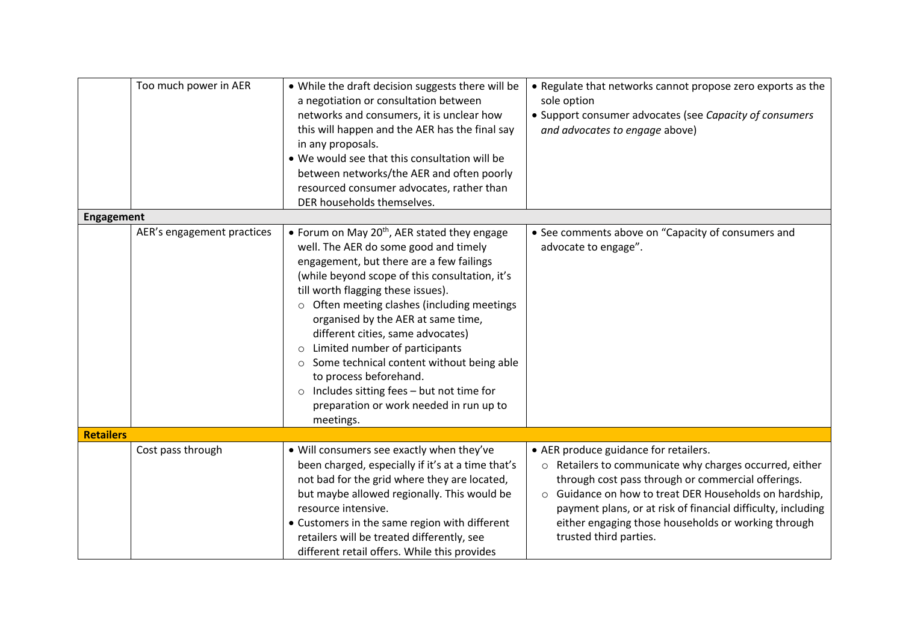| | | | |
|---|---|---|---|
| | Too much power in AER | • While the draft decision suggests there will be a negotiation or consultation between networks and consumers, it is unclear how this will happen and the AER has the final say in any proposals.<br>• We would see that this consultation will be between networks/the AER and often poorly resourced consumer advocates, rather than DER households themselves. | • Regulate that networks cannot propose zero exports as the sole option<br>• Support consumer advocates (see *Capacity of consumers and advocates to engage* above) |
| **Engagement** | | | |
| | AER's engagement practices | • Forum on May 20th, AER stated they engage well. The AER do some good and timely engagement, but there are a few failings (while beyond scope of this consultation, it's till worth flagging these issues).<br>○ Often meeting clashes (including meetings organised by the AER at same time, different cities, same advocates)<br>○ Limited number of participants<br>○ Some technical content without being able to process beforehand.<br>○ Includes sitting fees – but not time for preparation or work needed in run up to meetings. | • See comments above on "Capacity of consumers and advocate to engage". |
| **Retailers** | | | |
| | Cost pass through | • Will consumers see exactly when they've been charged, especially if it's at a time that's not bad for the grid where they are located, but maybe allowed regionally. This would be resource intensive.<br>• Customers in the same region with different retailers will be treated differently, see different retail offers. While this provides | • AER produce guidance for retailers.<br>○ Retailers to communicate why charges occurred, either through cost pass through or commercial offerings.<br>○ Guidance on how to treat DER Households on hardship, payment plans, or at risk of financial difficulty, including either engaging those households or working through trusted third parties. |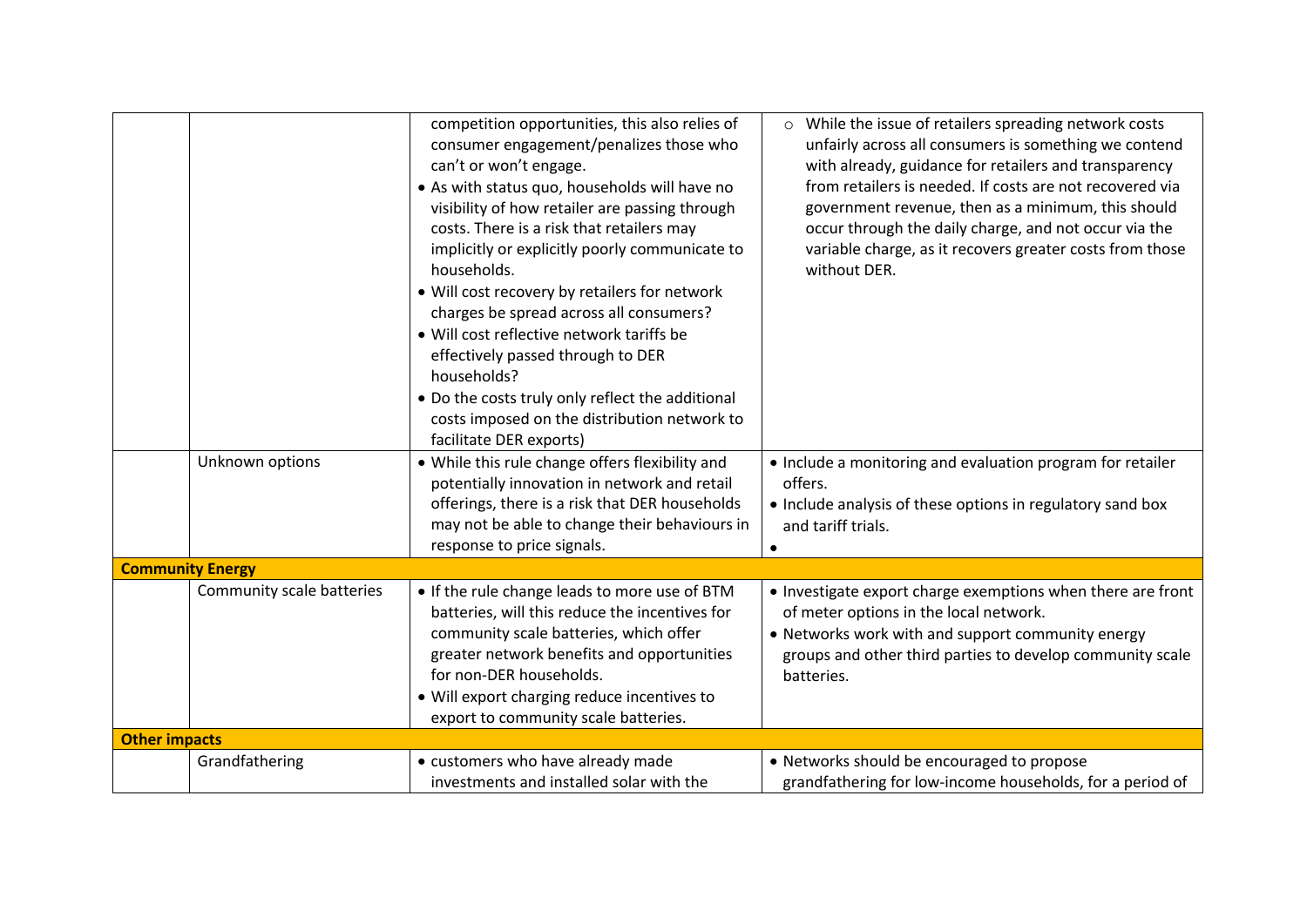| | | | |
|---|---|---|---|
| | | competition opportunities, this also relies of consumer engagement/penalizes those who can't or won't engage.<br>• As with status quo, households will have no visibility of how retailer are passing through costs. There is a risk that retailers may implicitly or explicitly poorly communicate to households.<br>• Will cost recovery by retailers for network charges be spread across all consumers?<br>• Will cost reflective network tariffs be effectively passed through to DER households?<br>• Do the costs truly only reflect the additional costs imposed on the distribution network to facilitate DER exports) | ○ While the issue of retailers spreading network costs unfairly across all consumers is something we contend with already, guidance for retailers and transparency from retailers is needed. If costs are not recovered via government revenue, then as a minimum, this should occur through the daily charge, and not occur via the variable charge, as it recovers greater costs from those without DER. |
| | Unknown options | • While this rule change offers flexibility and potentially innovation in network and retail offerings, there is a risk that DER households may not be able to change their behaviours in response to price signals. | • Include a monitoring and evaluation program for retailer offers.<br>• Include analysis of these options in regulatory sand box and tariff trials.<br>• |
| **Community Energy** | | | |
| | Community scale batteries | • If the rule change leads to more use of BTM batteries, will this reduce the incentives for community scale batteries, which offer greater network benefits and opportunities for non-DER households.<br>• Will export charging reduce incentives to export to community scale batteries. | • Investigate export charge exemptions when there are front of meter options in the local network.<br>• Networks work with and support community energy groups and other third parties to develop community scale batteries. |
| **Other impacts** | | | |
| | Grandfathering | • customers who have already made investments and installed solar with the | • Networks should be encouraged to propose grandfathering for low-income households, for a period of |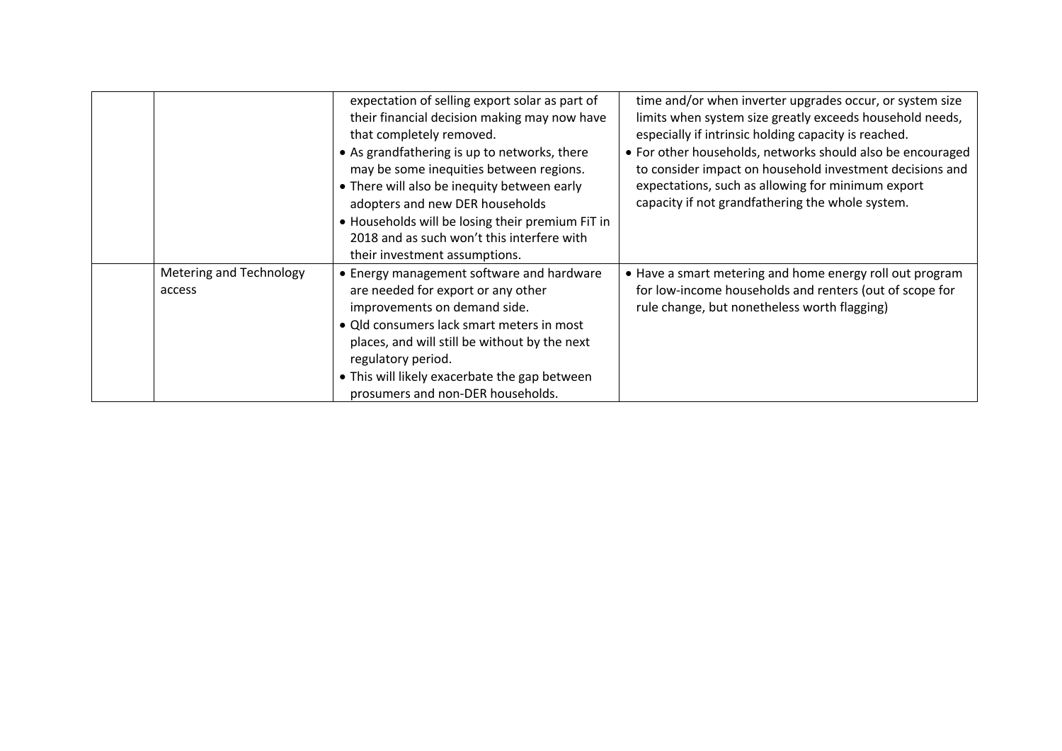| | | | |
|---|---|---|---|
| | | expectation of selling export solar as part of their financial decision making may now have that completely removed.<br>• As grandfathering is up to networks, there may be some inequities between regions.<br>• There will also be inequity between early adopters and new DER households<br>• Households will be losing their premium FiT in 2018 and as such won't this interfere with their investment assumptions. | time and/or when inverter upgrades occur, or system size limits when system size greatly exceeds household needs, especially if intrinsic holding capacity is reached.<br>• For other households, networks should also be encouraged to consider impact on household investment decisions and expectations, such as allowing for minimum export capacity if not grandfathering the whole system. |
| | Metering and Technology access | • Energy management software and hardware are needed for export or any other improvements on demand side.<br>• Qld consumers lack smart meters in most places, and will still be without by the next regulatory period.<br>• This will likely exacerbate the gap between prosumers and non-DER households. | • Have a smart metering and home energy roll out program for low-income households and renters (out of scope for rule change, but nonetheless worth flagging) |